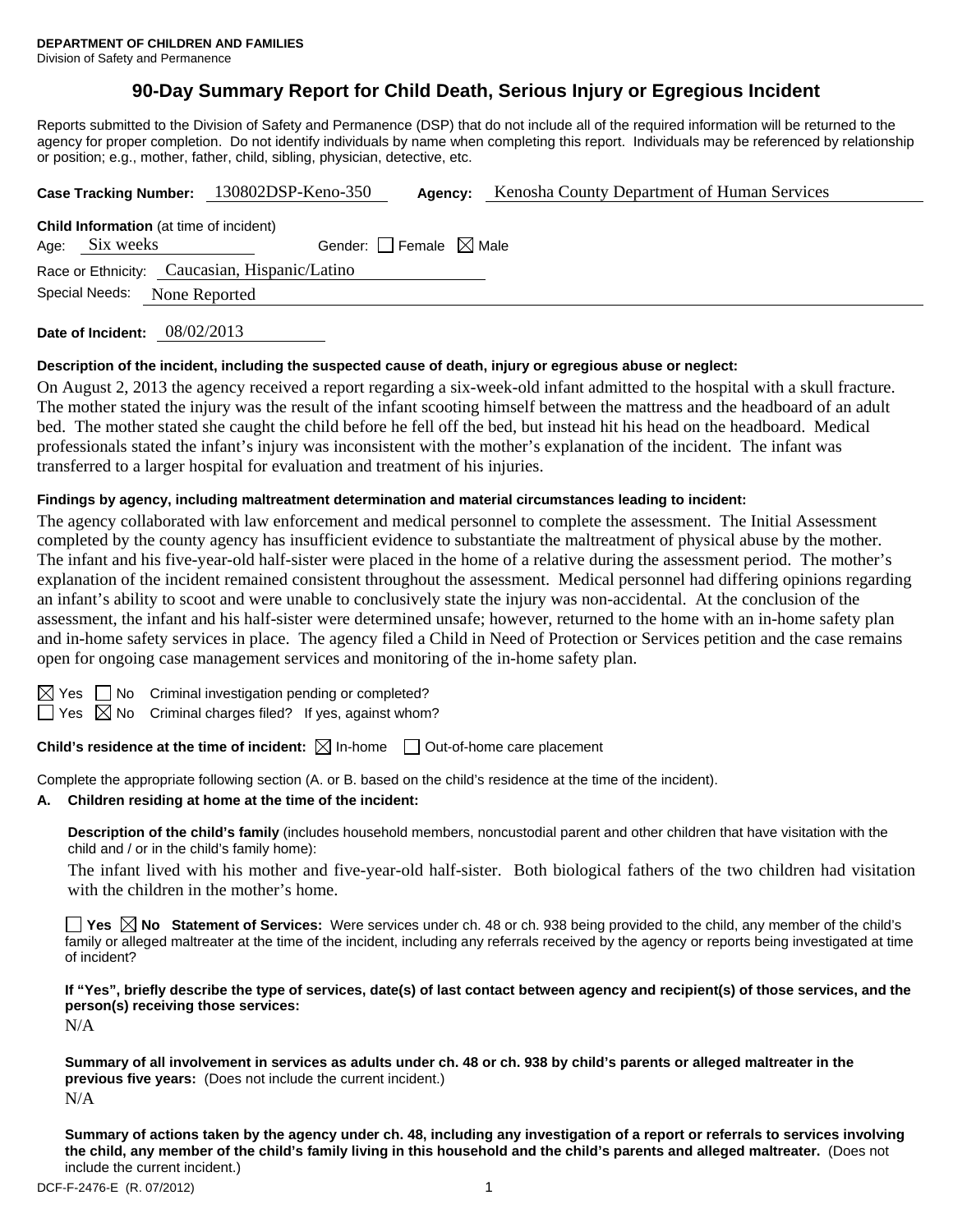**DEPARTMENT OF CHILDREN AND FAMILIES**
Division of Safety and Permanence

# 90-Day Summary Report for Child Death, Serious Injury or Egregious Incident

Reports submitted to the Division of Safety and Permanence (DSP) that do not include all of the required information will be returned to the agency for proper completion. Do not identify individuals by name when completing this report. Individuals may be referenced by relationship or position; e.g., mother, father, child, sibling, physician, detective, etc.

**Case Tracking Number:** 130802DSP-Keno-350 **Agency:** Kenosha County Department of Human Services

**Child Information** (at time of incident)
Age: Six weeks Gender: ☐ Female ☒ Male
Race or Ethnicity: Caucasian, Hispanic/Latino
Special Needs: None Reported

**Date of Incident:** 08/02/2013

**Description of the incident, including the suspected cause of death, injury or egregious abuse or neglect:**

On August 2, 2013 the agency received a report regarding a six-week-old infant admitted to the hospital with a skull fracture. The mother stated the injury was the result of the infant scooting himself between the mattress and the headboard of an adult bed. The mother stated she caught the child before he fell off the bed, but instead hit his head on the headboard. Medical professionals stated the infant's injury was inconsistent with the mother's explanation of the incident. The infant was transferred to a larger hospital for evaluation and treatment of his injuries.

**Findings by agency, including maltreatment determination and material circumstances leading to incident:**

The agency collaborated with law enforcement and medical personnel to complete the assessment. The Initial Assessment completed by the county agency has insufficient evidence to substantiate the maltreatment of physical abuse by the mother. The infant and his five-year-old half-sister were placed in the home of a relative during the assessment period. The mother's explanation of the incident remained consistent throughout the assessment. Medical personnel had differing opinions regarding an infant's ability to scoot and were unable to conclusively state the injury was non-accidental. At the conclusion of the assessment, the infant and his half-sister were determined unsafe; however, returned to the home with an in-home safety plan and in-home safety services in place. The agency filed a Child in Need of Protection or Services petition and the case remains open for ongoing case management services and monitoring of the in-home safety plan.

☒ Yes ☐ No Criminal investigation pending or completed?
☐ Yes ☒ No Criminal charges filed? If yes, against whom?

**Child's residence at the time of incident:** ☒ In-home ☐ Out-of-home care placement

Complete the appropriate following section (A. or B. based on the child's residence at the time of the incident).

**A. Children residing at home at the time of the incident:**

**Description of the child's family** (includes household members, noncustodial parent and other children that have visitation with the child and / or in the child's family home):

The infant lived with his mother and five-year-old half-sister. Both biological fathers of the two children had visitation with the children in the mother's home.

☐ **Yes** ☒ **No Statement of Services:** Were services under ch. 48 or ch. 938 being provided to the child, any member of the child's family or alleged maltreater at the time of the incident, including any referrals received by the agency or reports being investigated at time of incident?

**If "Yes", briefly describe the type of services, date(s) of last contact between agency and recipient(s) of those services, and the person(s) receiving those services:**

N/A

**Summary of all involvement in services as adults under ch. 48 or ch. 938 by child's parents or alleged maltreater in the previous five years:** (Does not include the current incident.)

N/A

**Summary of actions taken by the agency under ch. 48, including any investigation of a report or referrals to services involving the child, any member of the child's family living in this household and the child's parents and alleged maltreater.** (Does not include the current incident.)

DCF-F-2476-E (R. 07/2012)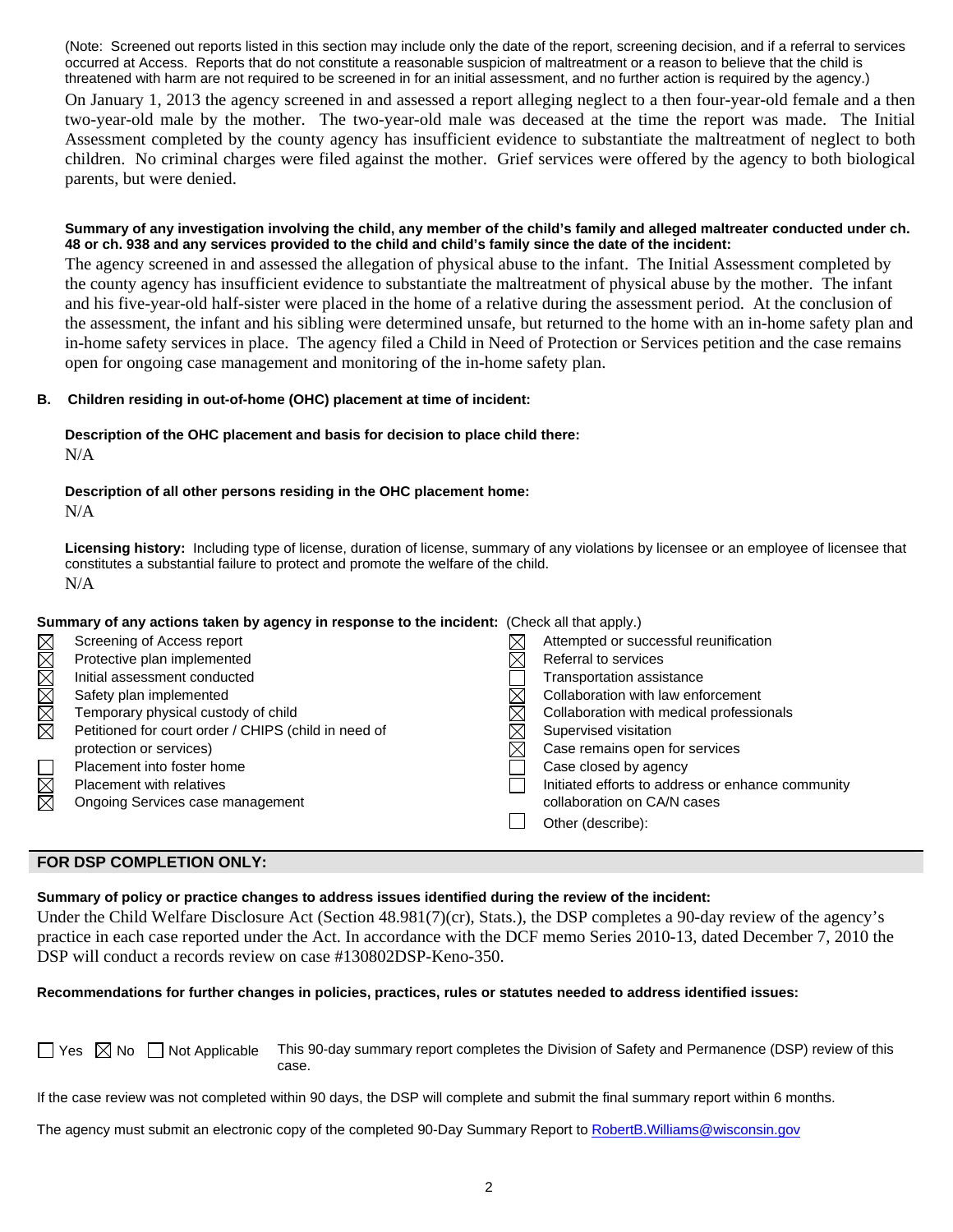(Note: Screened out reports listed in this section may include only the date of the report, screening decision, and if a referral to services occurred at Access. Reports that do not constitute a reasonable suspicion of maltreatment or a reason to believe that the child is threatened with harm are not required to be screened in for an initial assessment, and no further action is required by the agency.)

On January 1, 2013 the agency screened in and assessed a report alleging neglect to a then four-year-old female and a then two-year-old male by the mother. The two-year-old male was deceased at the time the report was made. The Initial Assessment completed by the county agency has insufficient evidence to substantiate the maltreatment of neglect to both children. No criminal charges were filed against the mother. Grief services were offered by the agency to both biological parents, but were denied.

**Summary of any investigation involving the child, any member of the child's family and alleged maltreater conducted under ch. 48 or ch. 938 and any services provided to the child and child's family since the date of the incident:**

The agency screened in and assessed the allegation of physical abuse to the infant. The Initial Assessment completed by the county agency has insufficient evidence to substantiate the maltreatment of physical abuse by the mother. The infant and his five-year-old half-sister were placed in the home of a relative during the assessment period. At the conclusion of the assessment, the infant and his sibling were determined unsafe, but returned to the home with an in-home safety plan and in-home safety services in place. The agency filed a Child in Need of Protection or Services petition and the case remains open for ongoing case management and monitoring of the in-home safety plan.

**B. Children residing in out-of-home (OHC) placement at time of incident:**

**Description of the OHC placement and basis for decision to place child there:**

N/A

**Description of all other persons residing in the OHC placement home:**

N/A

**Licensing history:** Including type of license, duration of license, summary of any violations by licensee or an employee of licensee that constitutes a substantial failure to protect and promote the welfare of the child.

N/A

**Summary of any actions taken by agency in response to the incident:** (Check all that apply.)

- ☒ Screening of Access report
- ☒ Protective plan implemented
- ☒ Initial assessment conducted
- ☒ Safety plan implemented
- ☒ Temporary physical custody of child
- ☒ Petitioned for court order / CHIPS (child in need of protection or services)
- ☐ Placement into foster home
- ☒ Placement with relatives
- ☒ Ongoing Services case management
- ☒ Attempted or successful reunification
- ☒ Referral to services
- ☐ Transportation assistance
- ☒ Collaboration with law enforcement
- ☒ Collaboration with medical professionals
- ☒ Supervised visitation
- ☒ Case remains open for services
- ☐ Case closed by agency
- ☐ Initiated efforts to address or enhance community collaboration on CA/N cases
- ☐ Other (describe):

## FOR DSP COMPLETION ONLY:

**Summary of policy or practice changes to address issues identified during the review of the incident:**

Under the Child Welfare Disclosure Act (Section 48.981(7)(cr), Stats.), the DSP completes a 90-day review of the agency's practice in each case reported under the Act. In accordance with the DCF memo Series 2010-13, dated December 7, 2010 the DSP will conduct a records review on case #130802DSP-Keno-350.

**Recommendations for further changes in policies, practices, rules or statutes needed to address identified issues:**

☐ Yes ☒ No ☐ Not Applicable This 90-day summary report completes the Division of Safety and Permanence (DSP) review of this case.

If the case review was not completed within 90 days, the DSP will complete and submit the final summary report within 6 months.

The agency must submit an electronic copy of the completed 90-Day Summary Report to RobertB.Williams@wisconsin.gov